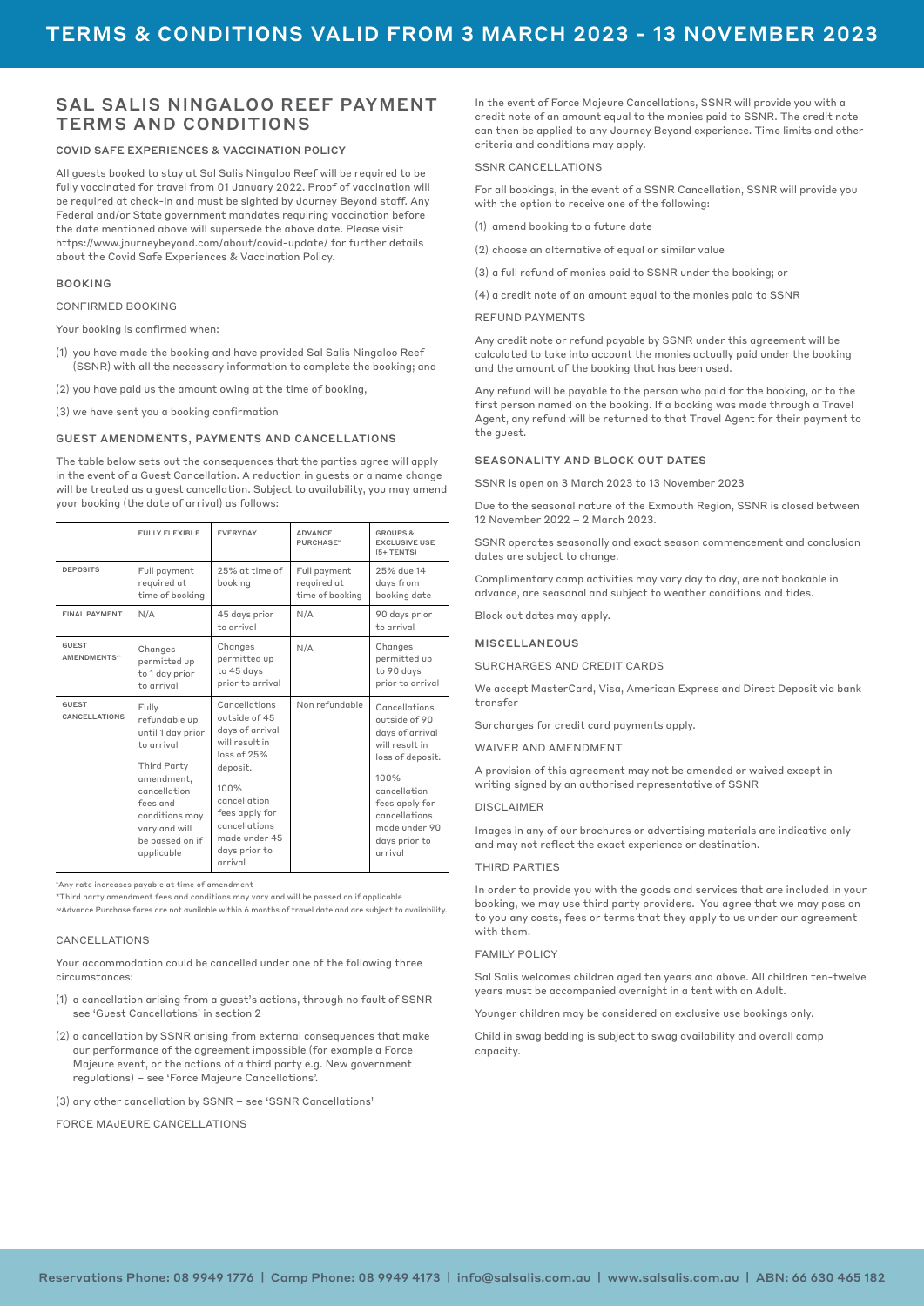# TERMS & CONDITIONS VALID FROM 3 MARCH 2023 - 13 NOVEMBER 2023

## SAL SALIS NINGALOO REEF PAYMENT TERMS AND CONDITIONS

### COVID SAFE EXPERIENCES & VACCINATION POLICY

All guests booked to stay at Sal Salis Ningaloo Reef will be required to be fully vaccinated for travel from 01 January 2022. Proof of vaccination will be required at check-in and must be sighted by Journey Beyond staff. Any Federal and/or State government mandates requiring vaccination before the date mentioned above will supersede the above date. Please visit https://www.journeybeyond.com/about/covid-update/ for further details about the Covid Safe Experiences & Vaccination Policy.

### BOOKING

CONFIRMED BOOKING

Your booking is confirmed when:

(1) you have made the booking and have provided Sal Salis Ningaloo Reef (SSNR) with all the necessary information to complete the booking; and

(2) you have paid us the amount owing at the time of booking,

(3) we have sent you a booking confirmation

### GUEST AMENDMENTS, PAYMENTS AND CANCELLATIONS

The table below sets out the consequences that the parties agree will apply in the event of a Guest Cancellation. A reduction in guests or a name change will be treated as a guest cancellation. Subject to availability, you may amend your booking (the date of arrival) as follows:

| | FULLY FLEXIBLE | EVERYDAY | ADVANCE PURCHASE~ | GROUPS & EXCLUSIVE USE (5+ TENTS) |
|---|---|---|---|---|
| DEPOSITS | Full payment required at time of booking | 25% at time of booking | Full payment required at time of booking | 25% due 14 days from booking date |
| FINAL PAYMENT | N/A | 45 days prior to arrival | N/A | 90 days prior to arrival |
| GUEST AMENDMENTS^ | Changes permitted up to 1 day prior to arrival | Changes permitted up to 45 days prior to arrival | N/A | Changes permitted up to 90 days prior to arrival |
| GUEST CANCELLATIONS | Fully refundable up until 1 day prior to arrival<br><br>Third Party amendment, cancellation fees and conditions may vary and will be passed on if applicable | Cancellations outside of 45 days of arrival will result in loss of 25% deposit.<br><br>100% cancellation fees apply for cancellations made under 45 days prior to arrival | Non refundable | Cancellations outside of 90 days of arrival will result in loss of deposit.<br><br>100% cancellation fees apply for cancellations made under 90 days prior to arrival |

^Any rate increases payable at time of amendment

*Third party amendment fees and conditions may vary and will be passed on if applicable

~Advance Purchase fares are not available within 6 months of travel date and are subject to availability.

CANCELLATIONS

Your accommodation could be cancelled under one of the following three circumstances:

(1) a cancellation arising from a guest's actions, through no fault of SSNR– see 'Guest Cancellations' in section 2

(2) a cancellation by SSNR arising from external consequences that make our performance of the agreement impossible (for example a Force Majeure event, or the actions of a third party e.g. New government regulations) – see 'Force Majeure Cancellations'.

(3) any other cancellation by SSNR – see 'SSNR Cancellations'

FORCE MAJEURE CANCELLATIONS

In the event of Force Majeure Cancellations, SSNR will provide you with a credit note of an amount equal to the monies paid to SSNR. The credit note can then be applied to any Journey Beyond experience. Time limits and other criteria and conditions may apply.

SSNR CANCELLATIONS

For all bookings, in the event of a SSNR Cancellation, SSNR will provide you with the option to receive one of the following:

(1) amend booking to a future date

(2) choose an alternative of equal or similar value

(3) a full refund of monies paid to SSNR under the booking; or

(4) a credit note of an amount equal to the monies paid to SSNR

REFUND PAYMENTS

Any credit note or refund payable by SSNR under this agreement will be calculated to take into account the monies actually paid under the booking and the amount of the booking that has been used.

Any refund will be payable to the person who paid for the booking, or to the first person named on the booking. If a booking was made through a Travel Agent, any refund will be returned to that Travel Agent for their payment to the guest.

### SEASONALITY AND BLOCK OUT DATES

SSNR is open on 3 March 2023 to 13 November 2023

Due to the seasonal nature of the Exmouth Region, SSNR is closed between 12 November 2022 – 2 March 2023.

SSNR operates seasonally and exact season commencement and conclusion dates are subject to change.

Complimentary camp activities may vary day to day, are not bookable in advance, are seasonal and subject to weather conditions and tides.

Block out dates may apply.

### MISCELLANEOUS

SURCHARGES AND CREDIT CARDS

We accept MasterCard, Visa, American Express and Direct Deposit via bank transfer

Surcharges for credit card payments apply.

WAIVER AND AMENDMENT

A provision of this agreement may not be amended or waived except in writing signed by an authorised representative of SSNR

DISCLAIMER

Images in any of our brochures or advertising materials are indicative only and may not reflect the exact experience or destination.

THIRD PARTIES

In order to provide you with the goods and services that are included in your booking, we may use third party providers. You agree that we may pass on to you any costs, fees or terms that they apply to us under our agreement with them.

FAMILY POLICY

Sal Salis welcomes children aged ten years and above. All children ten-twelve years must be accompanied overnight in a tent with an Adult.

Younger children may be considered on exclusive use bookings only.

Child in swag bedding is subject to swag availability and overall camp capacity.

Reservations Phone: 08 9949 1776 | Camp Phone: 08 9949 4173 | info@salsalis.com.au | www.salsalis.com.au | ABN: 66 630 465 182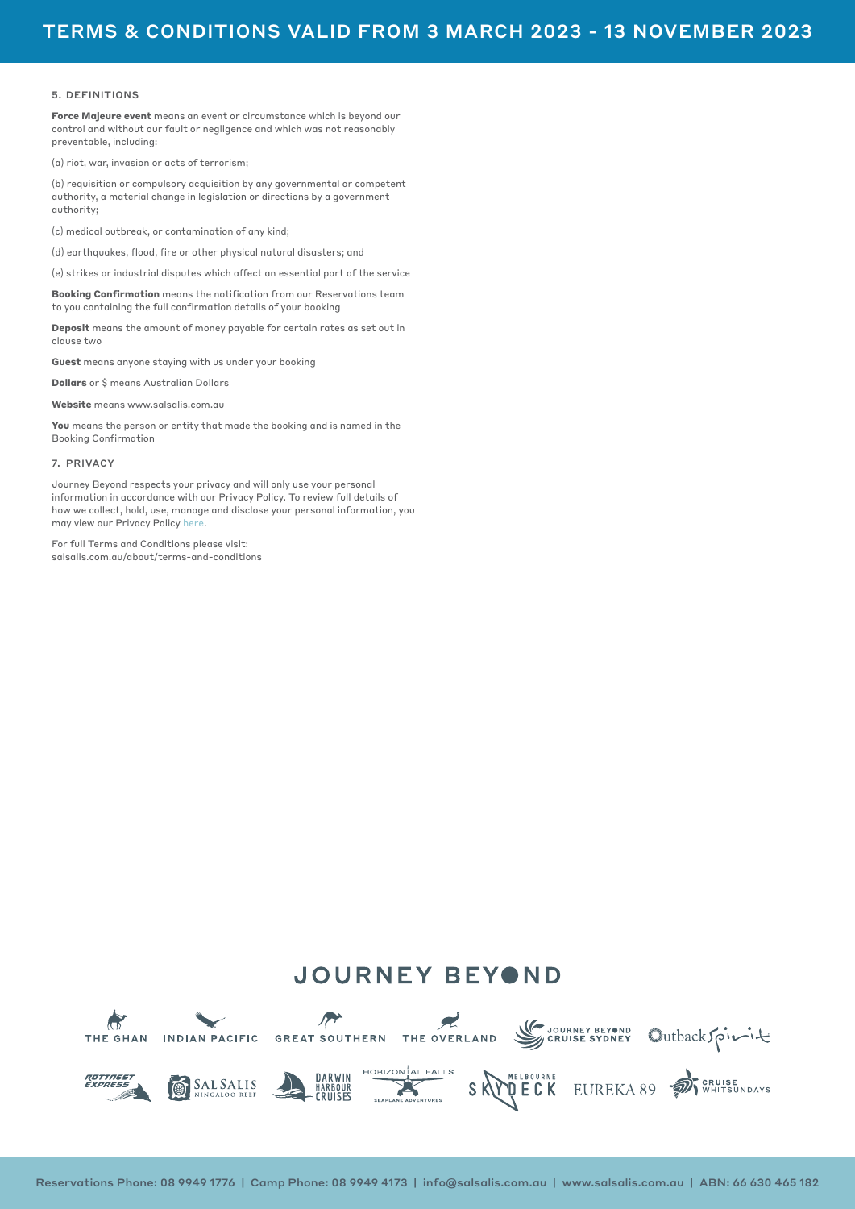# TERMS & CONDITIONS VALID FROM 3 MARCH 2023 - 13 NOVEMBER 2023

## 5. DEFINITIONS

**Force Majeure event** means an event or circumstance which is beyond our control and without our fault or negligence and which was not reasonably preventable, including:

(a) riot, war, invasion or acts of terrorism;

(b) requisition or compulsory acquisition by any governmental or competent authority, a material change in legislation or directions by a government authority;

(c) medical outbreak, or contamination of any kind;

(d) earthquakes, flood, fire or other physical natural disasters; and

(e) strikes or industrial disputes which affect an essential part of the service

**Booking Confirmation** means the notification from our Reservations team to you containing the full confirmation details of your booking

**Deposit** means the amount of money payable for certain rates as set out in clause two

**Guest** means anyone staying with us under your booking

**Dollars** or $ means Australian Dollars

**Website** means www.salsalis.com.au

**You** means the person or entity that made the booking and is named in the Booking Confirmation

## 7. PRIVACY

Journey Beyond respects your privacy and will only use your personal information in accordance with our Privacy Policy. To review full details of how we collect, hold, use, manage and disclose your personal information, you may view our Privacy Policy here.

For full Terms and Conditions please visit:
salsalis.com.au/about/terms-and-conditions

JOURNEY BEYOND

THE GHAN | INDIAN PACIFIC | GREAT SOUTHERN | THE OVERLAND | JOURNEY BEYOND CRUISE SYDNEY | Outback Spirit | ROTTNEST EXPRESS | SAL SALIS NINGALOO REEF | DARWIN HARBOUR CRUISES | HORIZONTAL FALLS SEAPLANE ADVENTURES | MELBOURNE SKYDECK | EUREKA 89 | CRUISE WHITSUNDAYS

Reservations Phone: 08 9949 1776 | Camp Phone: 08 9949 4173 | info@salsalis.com.au | www.salsalis.com.au | ABN: 66 630 465 182